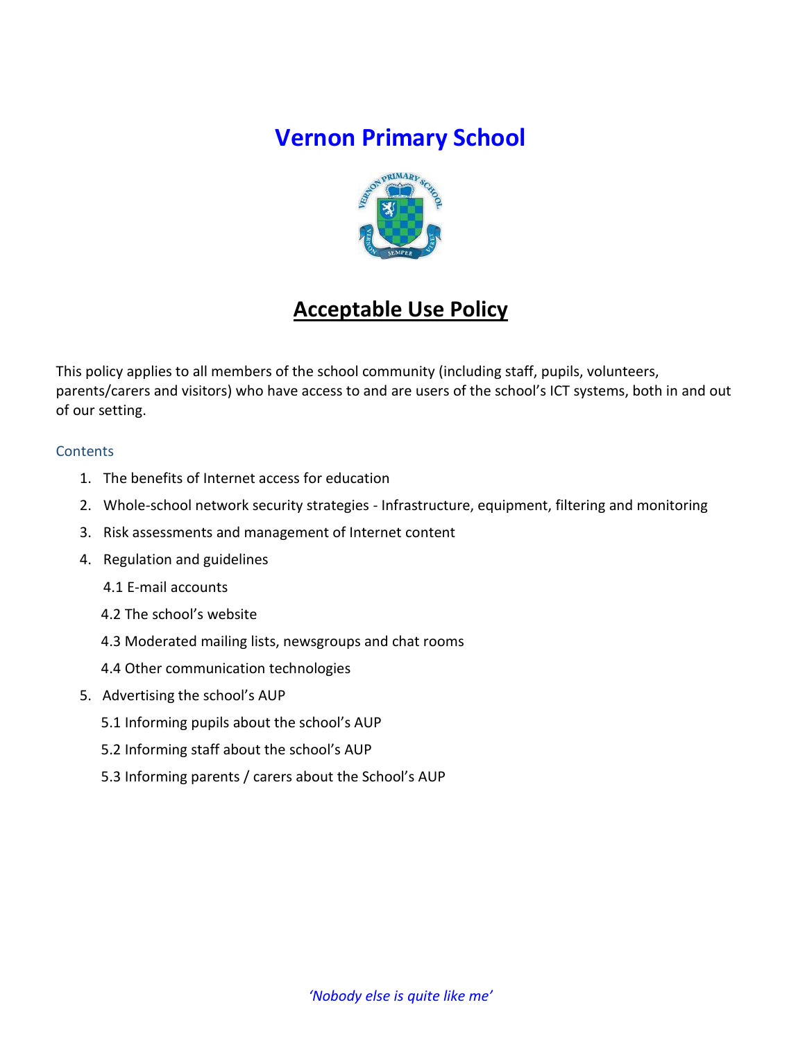# Vernon Primary School

## Acceptable Use Policy

This policy applies to all members of the school community (including staff, pupils, volunteers, parents/carers and visitors) who have access to and are users of the school's ICT systems, both in and out of our setting.

### Contents

1. The benefits of Internet access for education
2. Whole-school network security strategies - Infrastructure, equipment, filtering and monitoring
3. Risk assessments and management of Internet content
4. Regulation and guidelines
   - 4.1 E-mail accounts
   - 4.2 The school's website
   - 4.3 Moderated mailing lists, newsgroups and chat rooms
   - 4.4 Other communication technologies
5. Advertising the school's AUP
   - 5.1 Informing pupils about the school's AUP
   - 5.2 Informing staff about the school's AUP
   - 5.3 Informing parents / carers about the School's AUP

*'Nobody else is quite like me'*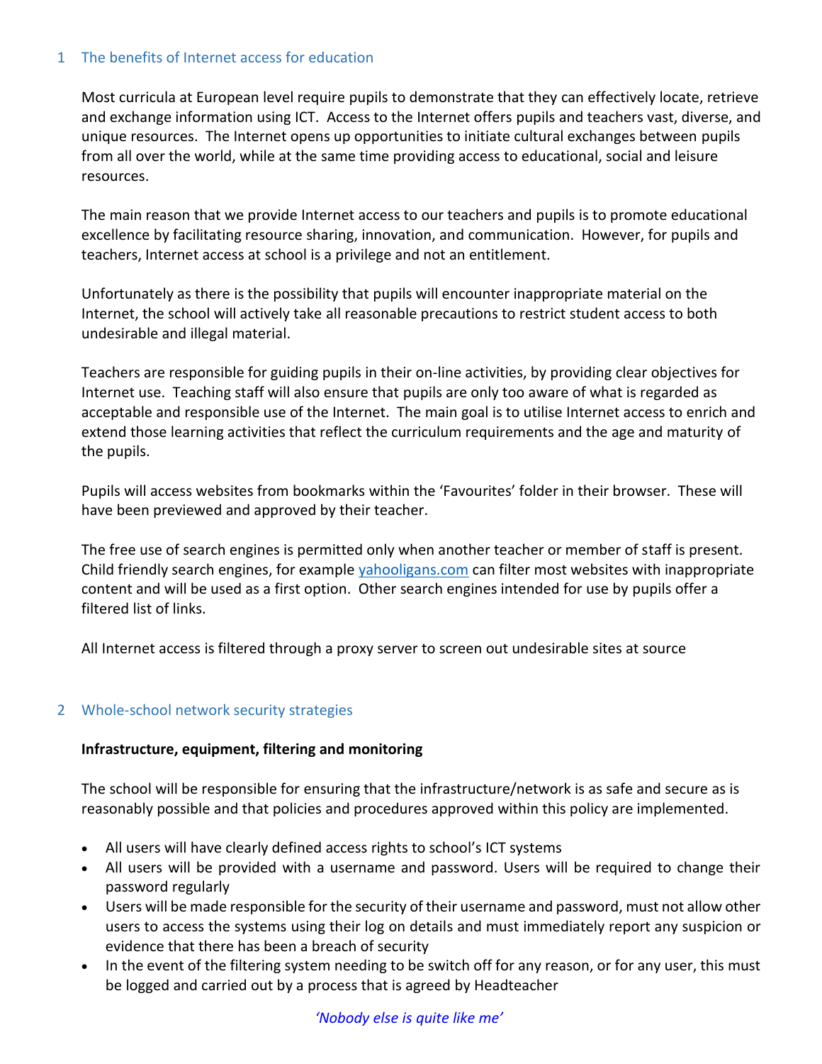## 1 The benefits of Internet access for education

Most curricula at European level require pupils to demonstrate that they can effectively locate, retrieve and exchange information using ICT. Access to the Internet offers pupils and teachers vast, diverse, and unique resources. The Internet opens up opportunities to initiate cultural exchanges between pupils from all over the world, while at the same time providing access to educational, social and leisure resources.

The main reason that we provide Internet access to our teachers and pupils is to promote educational excellence by facilitating resource sharing, innovation, and communication. However, for pupils and teachers, Internet access at school is a privilege and not an entitlement.

Unfortunately as there is the possibility that pupils will encounter inappropriate material on the Internet, the school will actively take all reasonable precautions to restrict student access to both undesirable and illegal material.

Teachers are responsible for guiding pupils in their on-line activities, by providing clear objectives for Internet use. Teaching staff will also ensure that pupils are only too aware of what is regarded as acceptable and responsible use of the Internet. The main goal is to utilise Internet access to enrich and extend those learning activities that reflect the curriculum requirements and the age and maturity of the pupils.

Pupils will access websites from bookmarks within the 'Favourites' folder in their browser. These will have been previewed and approved by their teacher.

The free use of search engines is permitted only when another teacher or member of staff is present. Child friendly search engines, for example [yahooligans.com](yahooligans.com) can filter most websites with inappropriate content and will be used as a first option. Other search engines intended for use by pupils offer a filtered list of links.

All Internet access is filtered through a proxy server to screen out undesirable sites at source

## 2 Whole-school network security strategies

**Infrastructure, equipment, filtering and monitoring**

The school will be responsible for ensuring that the infrastructure/network is as safe and secure as is reasonably possible and that policies and procedures approved within this policy are implemented.

- All users will have clearly defined access rights to school's ICT systems
- All users will be provided with a username and password. Users will be required to change their password regularly
- Users will be made responsible for the security of their username and password, must not allow other users to access the systems using their log on details and must immediately report any suspicion or evidence that there has been a breach of security
- In the event of the filtering system needing to be switch off for any reason, or for any user, this must be logged and carried out by a process that is agreed by Headteacher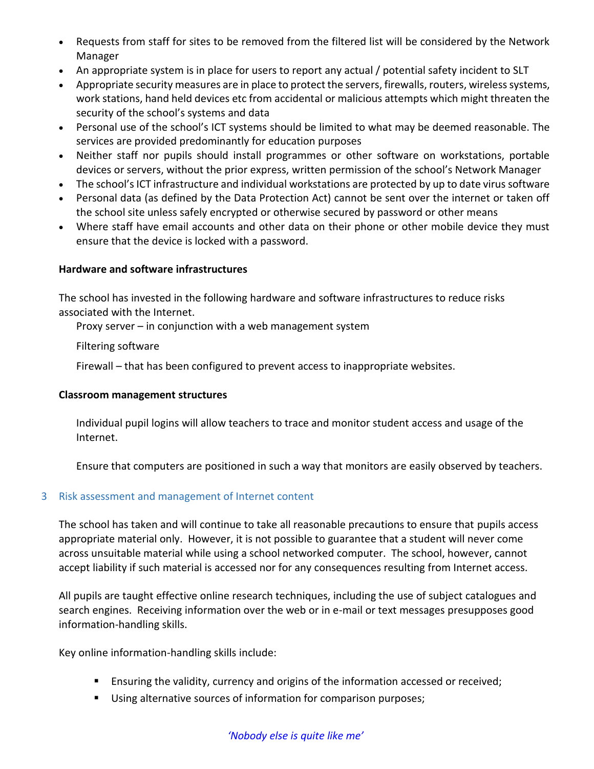- Requests from staff for sites to be removed from the filtered list will be considered by the Network Manager
- An appropriate system is in place for users to report any actual / potential safety incident to SLT
- Appropriate security measures are in place to protect the servers, firewalls, routers, wireless systems, work stations, hand held devices etc from accidental or malicious attempts which might threaten the security of the school's systems and data
- Personal use of the school's ICT systems should be limited to what may be deemed reasonable. The services are provided predominantly for education purposes
- Neither staff nor pupils should install programmes or other software on workstations, portable devices or servers, without the prior express, written permission of the school's Network Manager
- The school's ICT infrastructure and individual workstations are protected by up to date virus software
- Personal data (as defined by the Data Protection Act) cannot be sent over the internet or taken off the school site unless safely encrypted or otherwise secured by password or other means
- Where staff have email accounts and other data on their phone or other mobile device they must ensure that the device is locked with a password.

**Hardware and software infrastructures**

The school has invested in the following hardware and software infrastructures to reduce risks associated with the Internet.

Proxy server – in conjunction with a web management system

Filtering software

Firewall – that has been configured to prevent access to inappropriate websites.

**Classroom management structures**

Individual pupil logins will allow teachers to trace and monitor student access and usage of the Internet.

Ensure that computers are positioned in such a way that monitors are easily observed by teachers.

## 3 Risk assessment and management of Internet content

The school has taken and will continue to take all reasonable precautions to ensure that pupils access appropriate material only. However, it is not possible to guarantee that a student will never come across unsuitable material while using a school networked computer. The school, however, cannot accept liability if such material is accessed nor for any consequences resulting from Internet access.

All pupils are taught effective online research techniques, including the use of subject catalogues and search engines. Receiving information over the web or in e-mail or text messages presupposes good information-handling skills.

Key online information-handling skills include:

- Ensuring the validity, currency and origins of the information accessed or received;
- Using alternative sources of information for comparison purposes;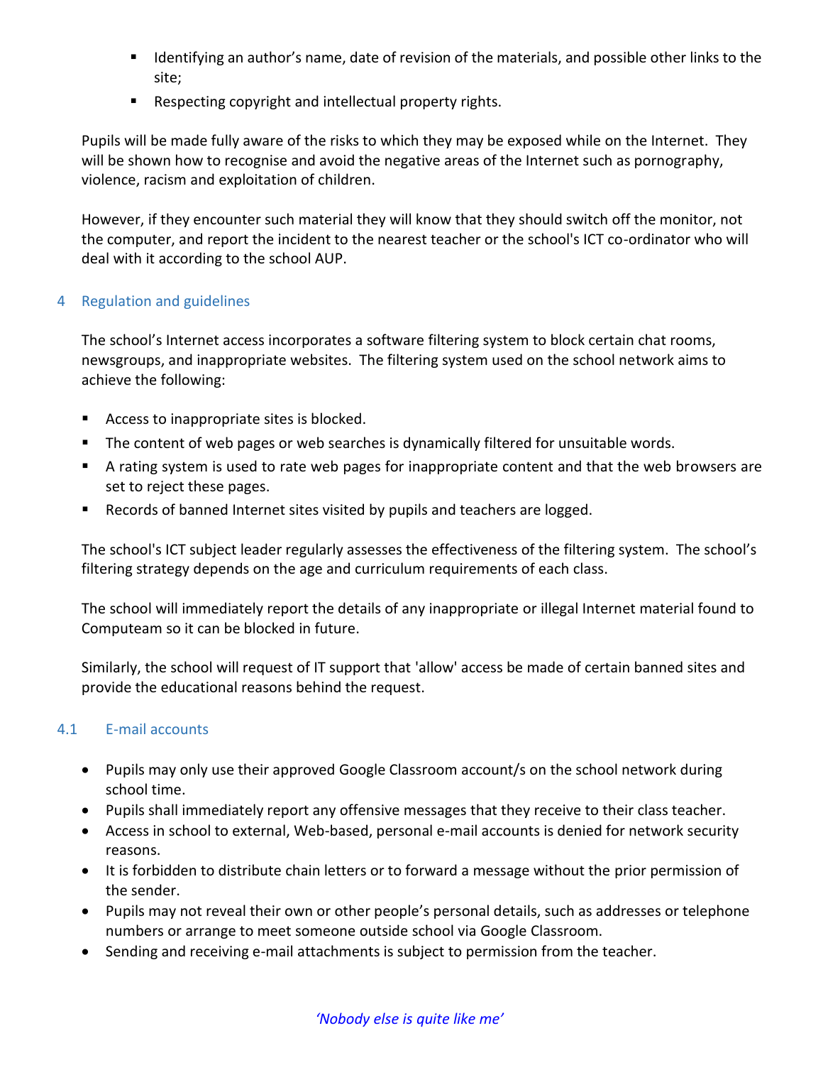- Identifying an author's name, date of revision of the materials, and possible other links to the site;
- Respecting copyright and intellectual property rights.

Pupils will be made fully aware of the risks to which they may be exposed while on the Internet. They will be shown how to recognise and avoid the negative areas of the Internet such as pornography, violence, racism and exploitation of children.

However, if they encounter such material they will know that they should switch off the monitor, not the computer, and report the incident to the nearest teacher or the school's ICT co-ordinator who will deal with it according to the school AUP.

## 4 Regulation and guidelines

The school's Internet access incorporates a software filtering system to block certain chat rooms, newsgroups, and inappropriate websites. The filtering system used on the school network aims to achieve the following:

- Access to inappropriate sites is blocked.
- The content of web pages or web searches is dynamically filtered for unsuitable words.
- A rating system is used to rate web pages for inappropriate content and that the web browsers are set to reject these pages.
- Records of banned Internet sites visited by pupils and teachers are logged.

The school's ICT subject leader regularly assesses the effectiveness of the filtering system. The school's filtering strategy depends on the age and curriculum requirements of each class.

The school will immediately report the details of any inappropriate or illegal Internet material found to Computeam so it can be blocked in future.

Similarly, the school will request of IT support that 'allow' access be made of certain banned sites and provide the educational reasons behind the request.

### 4.1 E-mail accounts

- Pupils may only use their approved Google Classroom account/s on the school network during school time.
- Pupils shall immediately report any offensive messages that they receive to their class teacher.
- Access in school to external, Web-based, personal e-mail accounts is denied for network security reasons.
- It is forbidden to distribute chain letters or to forward a message without the prior permission of the sender.
- Pupils may not reveal their own or other people's personal details, such as addresses or telephone numbers or arrange to meet someone outside school via Google Classroom.
- Sending and receiving e-mail attachments is subject to permission from the teacher.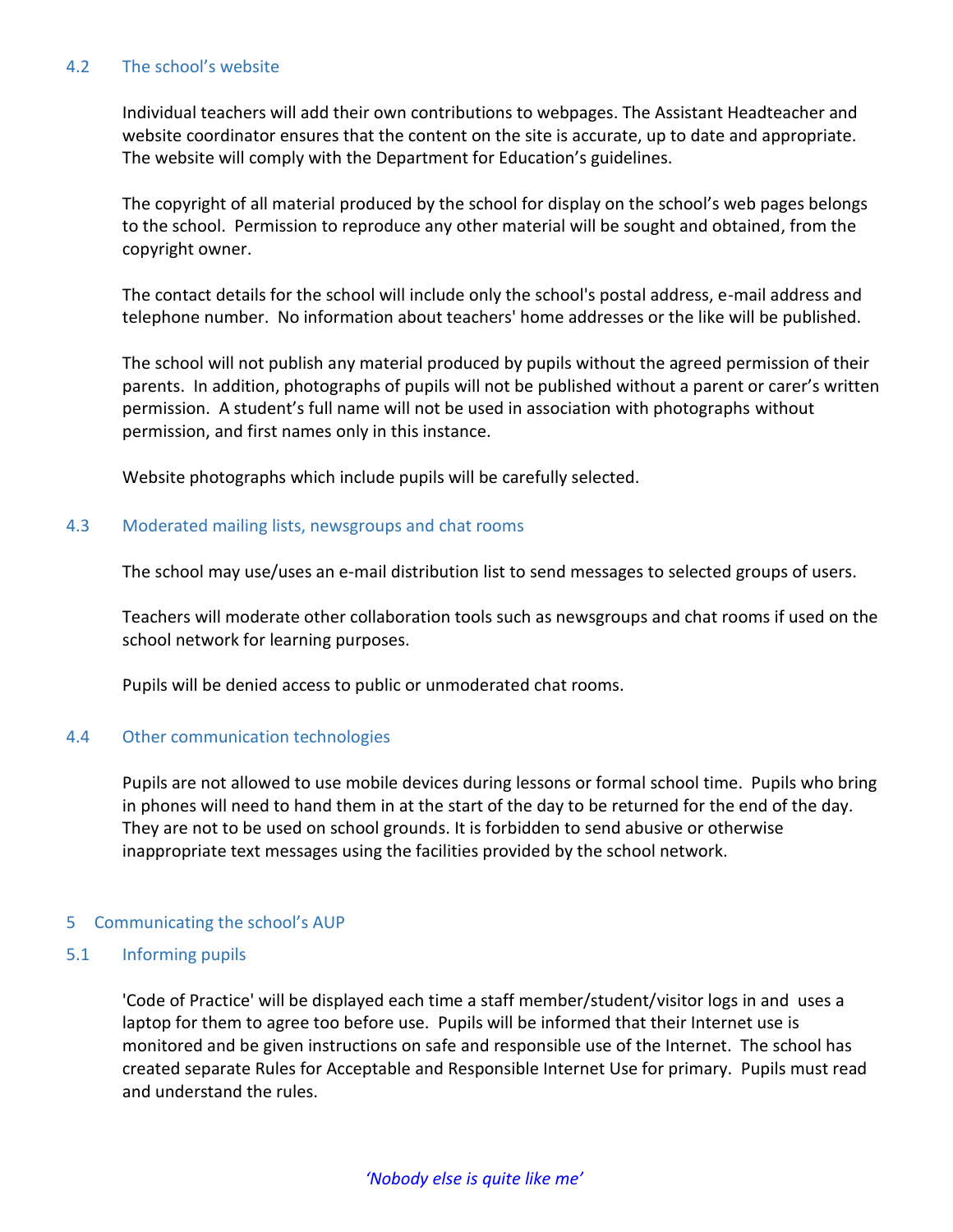### 4.2 The school's website

Individual teachers will add their own contributions to webpages. The Assistant Headteacher and website coordinator ensures that the content on the site is accurate, up to date and appropriate. The website will comply with the Department for Education's guidelines.

The copyright of all material produced by the school for display on the school's web pages belongs to the school. Permission to reproduce any other material will be sought and obtained, from the copyright owner.

The contact details for the school will include only the school's postal address, e-mail address and telephone number. No information about teachers' home addresses or the like will be published.

The school will not publish any material produced by pupils without the agreed permission of their parents. In addition, photographs of pupils will not be published without a parent or carer's written permission. A student's full name will not be used in association with photographs without permission, and first names only in this instance.

Website photographs which include pupils will be carefully selected.

### 4.3 Moderated mailing lists, newsgroups and chat rooms

The school may use/uses an e-mail distribution list to send messages to selected groups of users.

Teachers will moderate other collaboration tools such as newsgroups and chat rooms if used on the school network for learning purposes.

Pupils will be denied access to public or unmoderated chat rooms.

### 4.4 Other communication technologies

Pupils are not allowed to use mobile devices during lessons or formal school time. Pupils who bring in phones will need to hand them in at the start of the day to be returned for the end of the day. They are not to be used on school grounds. It is forbidden to send abusive or otherwise inappropriate text messages using the facilities provided by the school network.

## 5 Communicating the school's AUP

### 5.1 Informing pupils

'Code of Practice' will be displayed each time a staff member/student/visitor logs in and uses a laptop for them to agree too before use. Pupils will be informed that their Internet use is monitored and be given instructions on safe and responsible use of the Internet. The school has created separate Rules for Acceptable and Responsible Internet Use for primary. Pupils must read and understand the rules.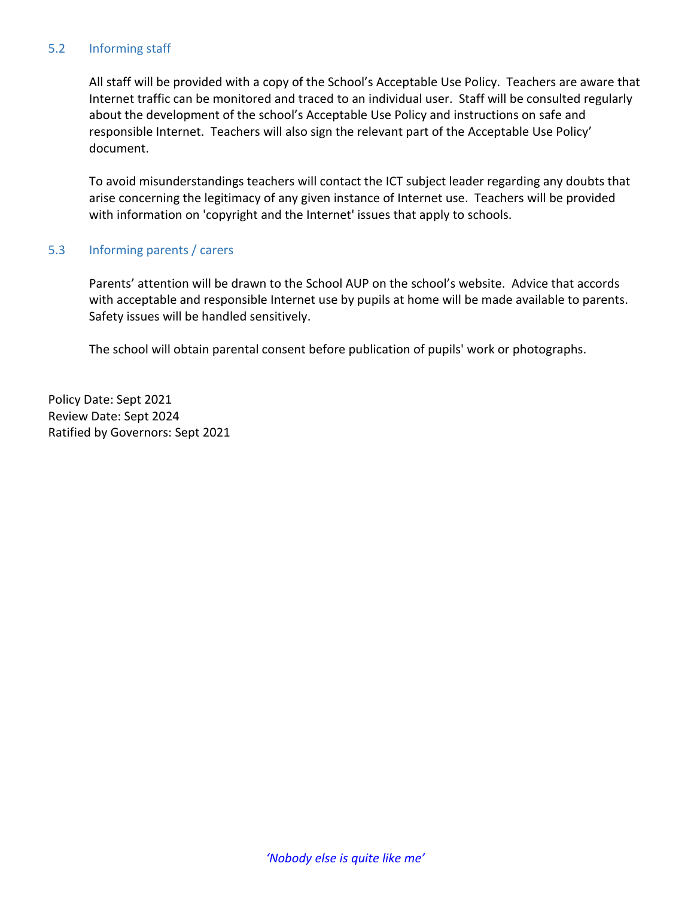### 5.2 Informing staff

All staff will be provided with a copy of the School's Acceptable Use Policy. Teachers are aware that Internet traffic can be monitored and traced to an individual user. Staff will be consulted regularly about the development of the school's Acceptable Use Policy and instructions on safe and responsible Internet. Teachers will also sign the relevant part of the Acceptable Use Policy' document.

To avoid misunderstandings teachers will contact the ICT subject leader regarding any doubts that arise concerning the legitimacy of any given instance of Internet use. Teachers will be provided with information on 'copyright and the Internet' issues that apply to schools.

### 5.3 Informing parents / carers

Parents' attention will be drawn to the School AUP on the school's website. Advice that accords with acceptable and responsible Internet use by pupils at home will be made available to parents. Safety issues will be handled sensitively.

The school will obtain parental consent before publication of pupils' work or photographs.

Policy Date: Sept 2021
Review Date: Sept 2024
Ratified by Governors: Sept 2021